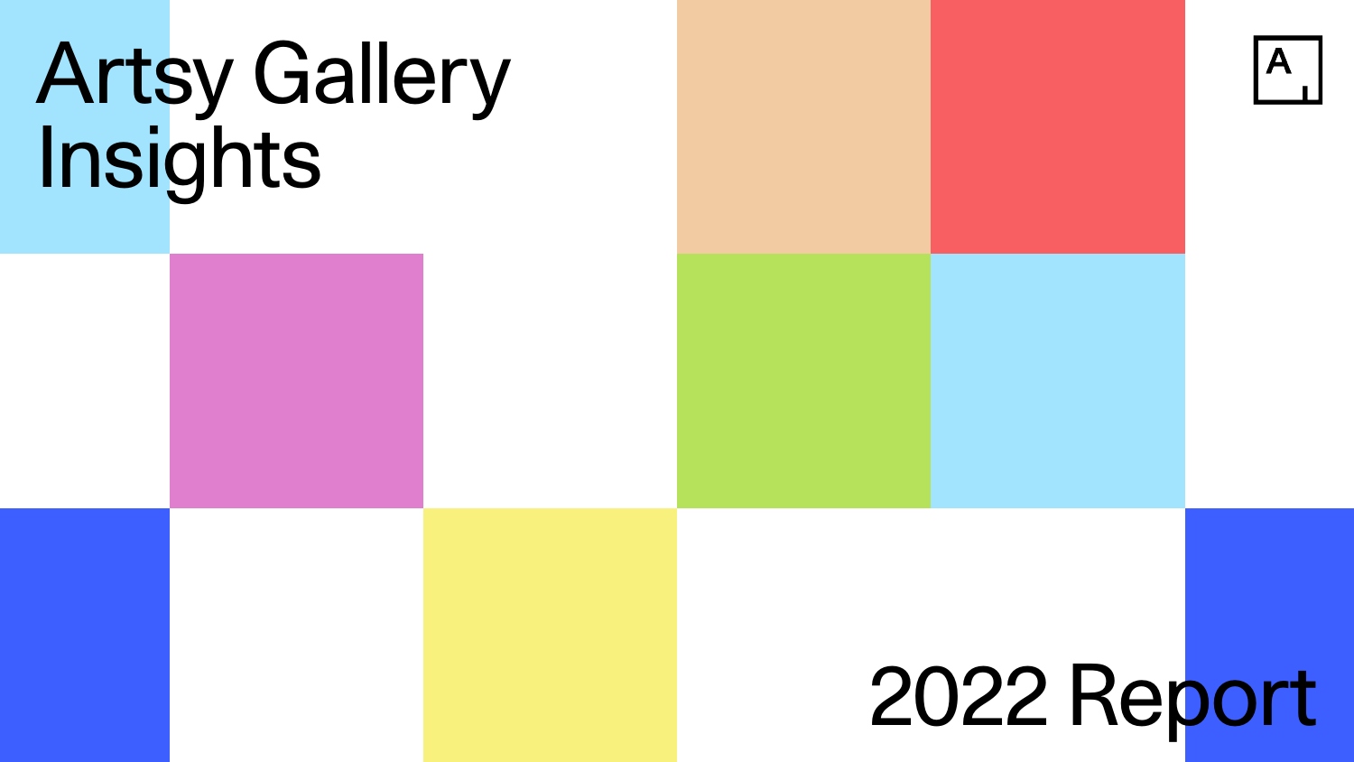# Artsy Gallery Insights

2022 Report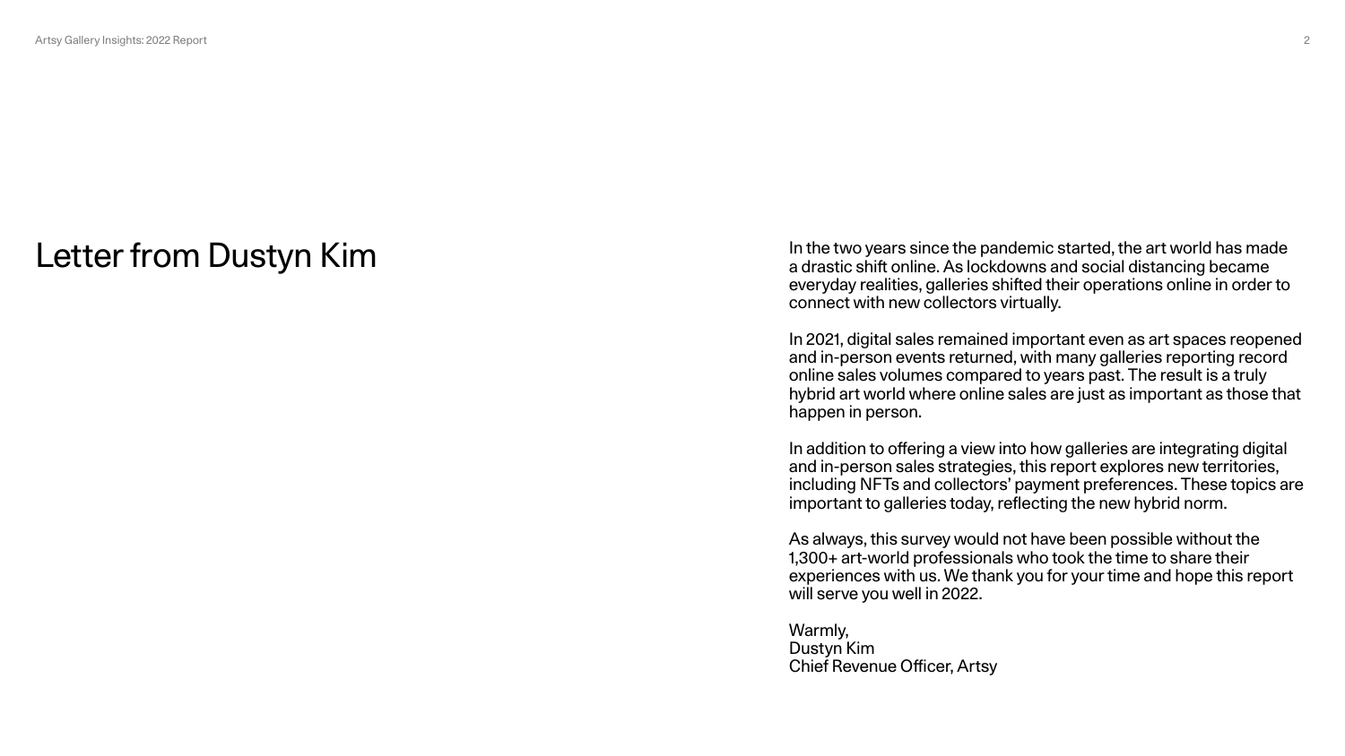# Letter from Dustyn Kim

In the two years since the pandemic started, the art world has made a drastic shift online. As lockdowns and social distancing became everyday realities, galleries shifted their operations online in order to connect with new collectors virtually.

In 2021, digital sales remained important even as art spaces reopened and in-person events returned, with many galleries reporting record online sales volumes compared to years past. The result is a truly hybrid art world where online sales are just as important as those that happen in person.

In addition to offering a view into how galleries are integrating digital and in-person sales strategies, this report explores new territories, including NFTs and collectors' payment preferences. These topics are important to galleries today, reflecting the new hybrid norm.

As always, this survey would not have been possible without the 1,300+ art-world professionals who took the time to share their experiences with us. We thank you for your time and hope this report will serve you well in 2022.

Warmly,
Dustyn Kim
Chief Revenue Officer, Artsy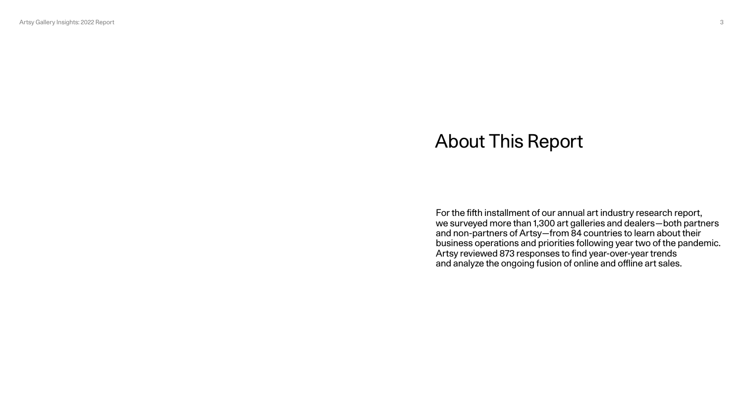# About This Report

For the fifth installment of our annual art industry research report, we surveyed more than 1,300 art galleries and dealers—both partners and non-partners of Artsy—from 84 countries to learn about their business operations and priorities following year two of the pandemic. Artsy reviewed 873 responses to find year-over-year trends and analyze the ongoing fusion of online and offline art sales.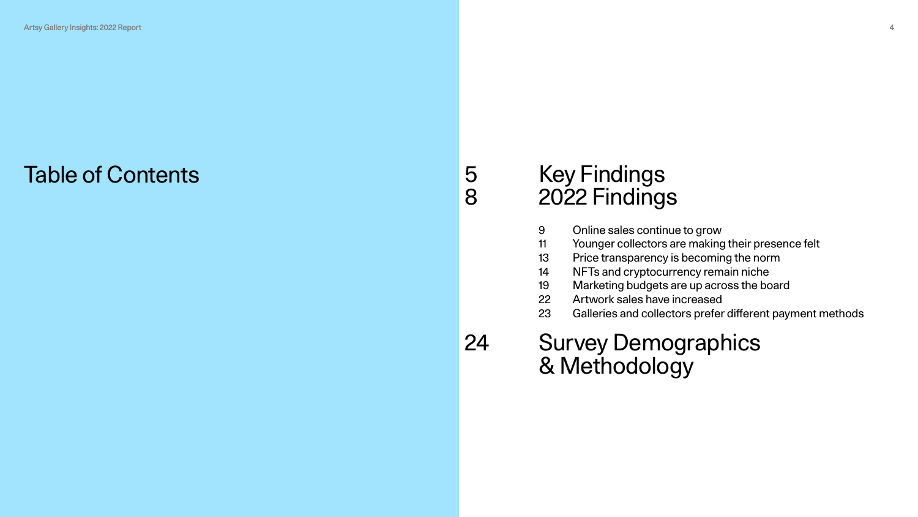# Table of Contents

| | |
|---|---|
| 5 | Key Findings |
| 8 | 2022 Findings |
| 9 | Online sales continue to grow |
| 11 | Younger collectors are making their presence felt |
| 13 | Price transparency is becoming the norm |
| 14 | NFTs and cryptocurrency remain niche |
| 19 | Marketing budgets are up across the board |
| 22 | Artwork sales have increased |
| 23 | Galleries and collectors prefer different payment methods |
| 24 | Survey Demographics & Methodology |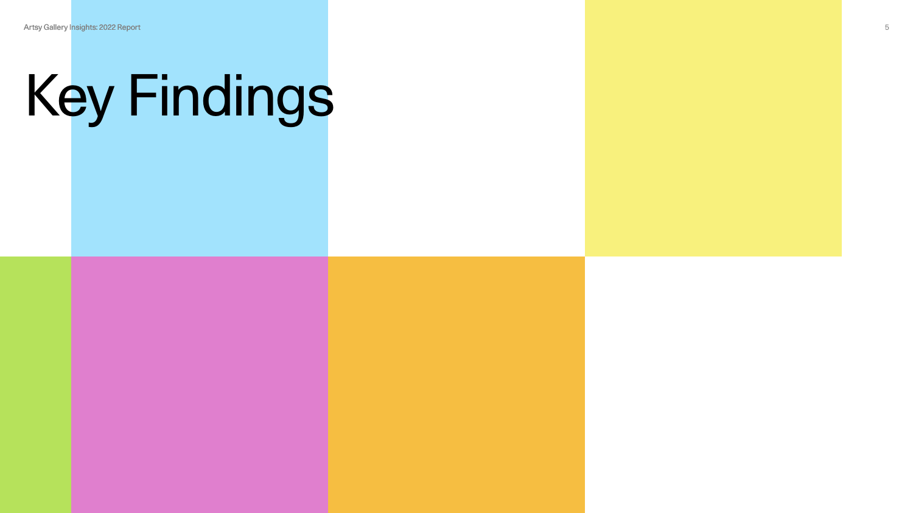# Key Findings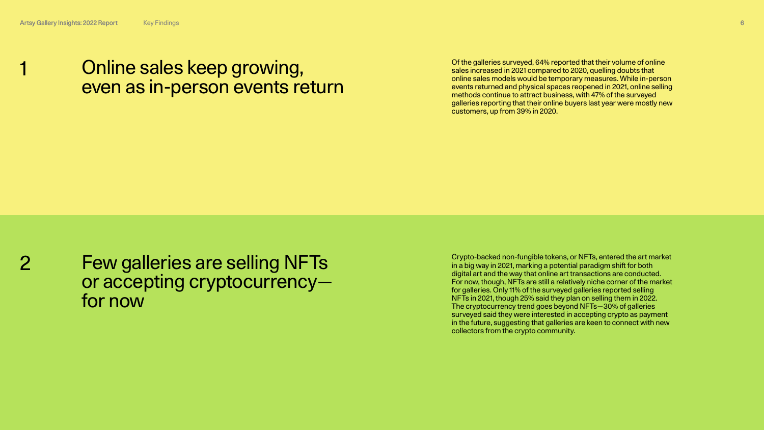## 1 Online sales keep growing, even as in-person events return

Of the galleries surveyed, 64% reported that their volume of online sales increased in 2021 compared to 2020, quelling doubts that online sales models would be temporary measures. While in-person events returned and physical spaces reopened in 2021, online selling methods continue to attract business, with 47% of the surveyed galleries reporting that their online buyers last year were mostly new customers, up from 39% in 2020.

## 2 Few galleries are selling NFTs or accepting cryptocurrency—for now

Crypto-backed non-fungible tokens, or NFTs, entered the art market in a big way in 2021, marking a potential paradigm shift for both digital art and the way that online art transactions are conducted. For now, though, NFTs are still a relatively niche corner of the market for galleries. Only 11% of the surveyed galleries reported selling NFTs in 2021, though 25% said they plan on selling them in 2022. The cryptocurrency trend goes beyond NFTs—30% of galleries surveyed said they were interested in accepting crypto as payment in the future, suggesting that galleries are keen to connect with new collectors from the crypto community.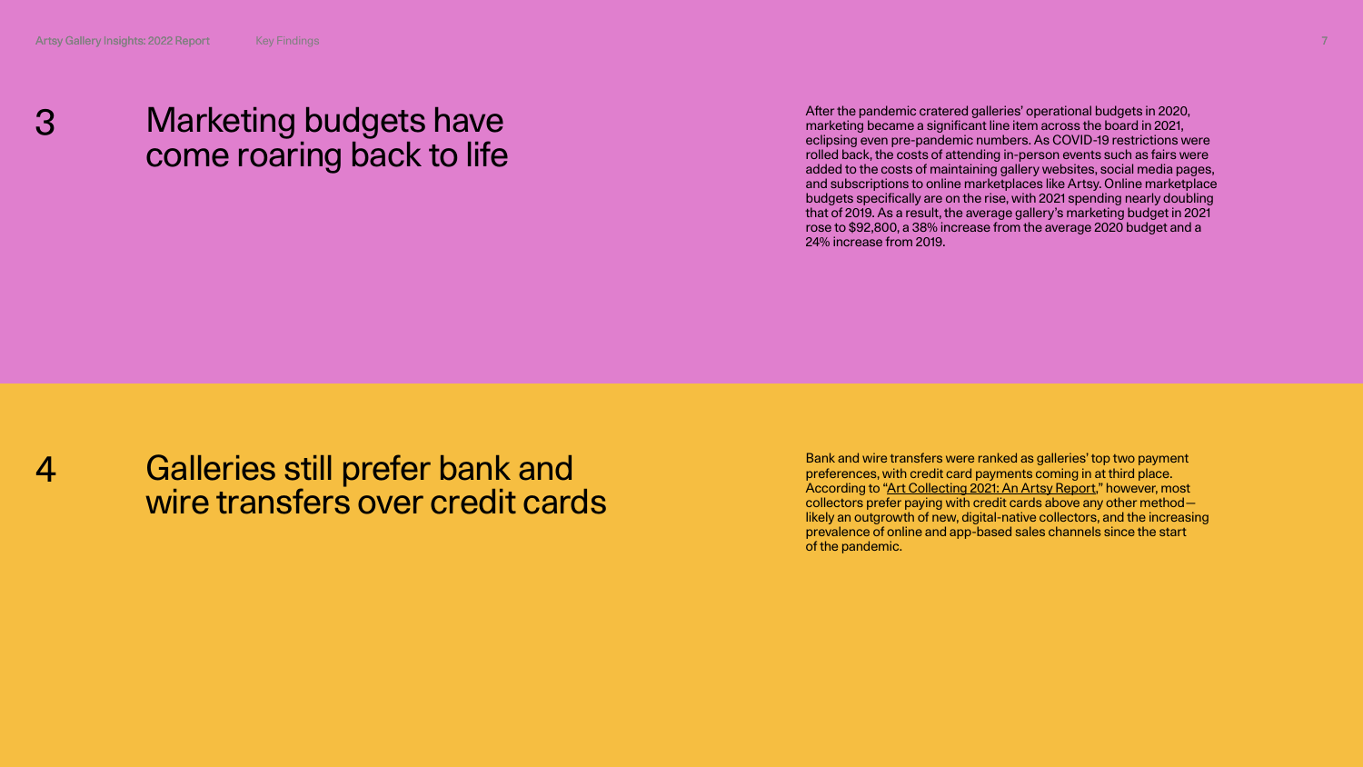## 3 Marketing budgets have come roaring back to life

After the pandemic cratered galleries' operational budgets in 2020, marketing became a significant line item across the board in 2021, eclipsing even pre-pandemic numbers. As COVID-19 restrictions were rolled back, the costs of attending in-person events such as fairs were added to the costs of maintaining gallery websites, social media pages, and subscriptions to online marketplaces like Artsy. Online marketplace budgets specifically are on the rise, with 2021 spending nearly doubling that of 2019. As a result, the average gallery's marketing budget in 2021 rose to $92,800, a 38% increase from the average 2020 budget and a 24% increase from 2019.

## 4 Galleries still prefer bank and wire transfers over credit cards

Bank and wire transfers were ranked as galleries' top two payment preferences, with credit card payments coming in at third place. According to "Art Collecting 2021: An Artsy Report," however, most collectors prefer paying with credit cards above any other method—likely an outgrowth of new, digital-native collectors, and the increasing prevalence of online and app-based sales channels since the start of the pandemic.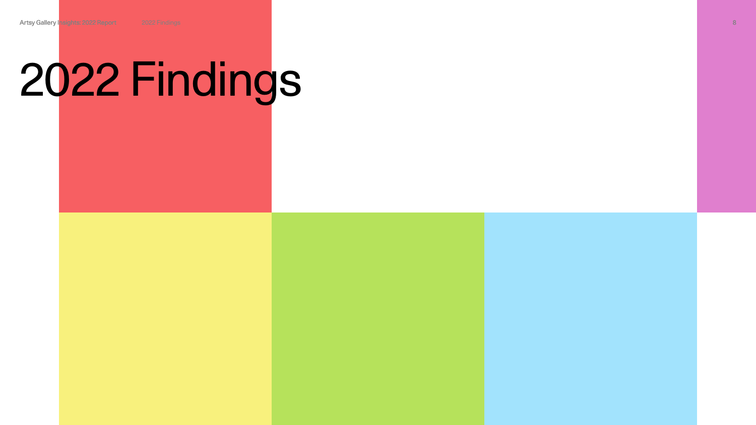# 2022 Findings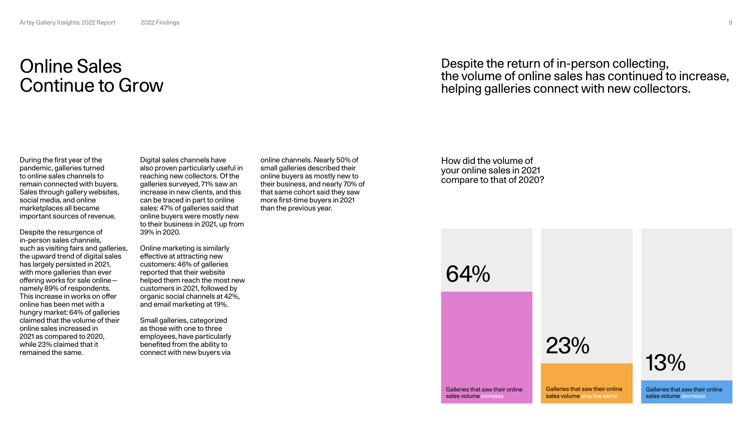# Online Sales Continue to Grow

Despite the return of in-person collecting, the volume of online sales has continued to increase, helping galleries connect with new collectors.

During the first year of the pandemic, galleries turned to online sales channels to remain connected with buyers. Sales through gallery websites, social media, and online marketplaces all became important sources of revenue.

Despite the resurgence of in-person sales channels, such as visiting fairs and galleries, the upward trend of digital sales has largely persisted in 2021, with more galleries than ever offering works for sale online—namely 89% of respondents. This increase in works on offer online has been met with a hungry market: 64% of galleries claimed that the volume of their online sales increased in 2021 as compared to 2020, while 23% claimed that it remained the same.

Digital sales channels have also proven particularly useful in reaching new collectors. Of the galleries surveyed, 71% saw an increase in new clients, and this can be traced in part to online sales: 47% of galleries said that online buyers were mostly new to their business in 2021, up from 39% in 2020.

Online marketing is similarly effective at attracting new customers: 46% of galleries reported that their website helped them reach the most new customers in 2021, followed by organic social channels at 42%, and email marketing at 19%.

Small galleries, categorized as those with one to three employees, have particularly benefited from the ability to connect with new buyers via online channels. Nearly 50% of small galleries described their online buyers as mostly new to their business, and nearly 70% of that same cohort said they saw more first-time buyers in 2021 than the previous year.

How did the volume of your online sales in 2021 compare to that of 2020?

| Response | Share |
|---|---|
| Galleries that saw their online sales volume increase | 64% |
| Galleries that saw their online sales volume stay the same | 23% |
| Galleries that saw their online sales volume decrease | 13% |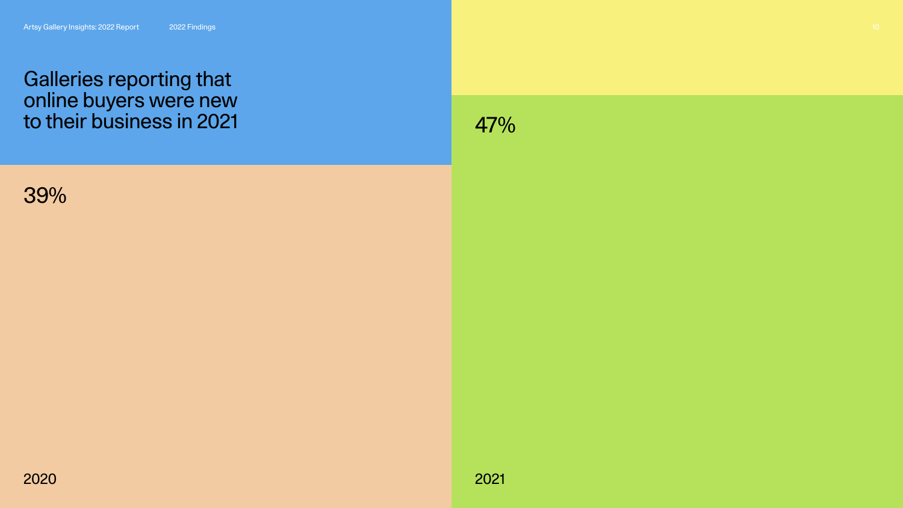# Galleries reporting that online buyers were new to their business in 2021

| 2020 | 2021 |
| --- | --- |
| 39% | 47% |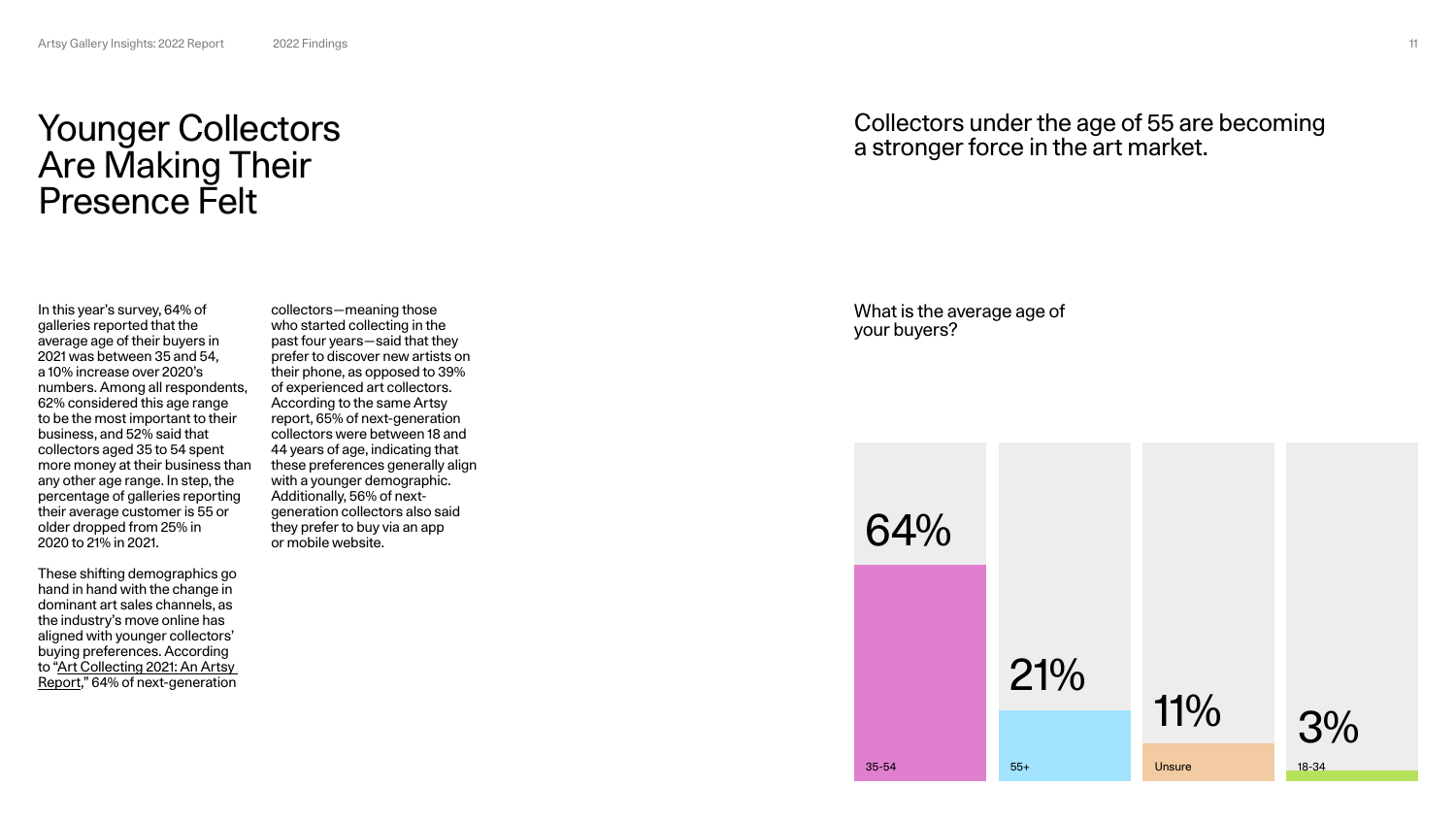# Younger Collectors Are Making Their Presence Felt

In this year's survey, 64% of galleries reported that the average age of their buyers in 2021 was between 35 and 54, a 10% increase over 2020's numbers. Among all respondents, 62% considered this age range to be the most important to their business, and 52% said that collectors aged 35 to 54 spent more money at their business than any other age range. In step, the percentage of galleries reporting their average customer is 55 or older dropped from 25% in 2020 to 21% in 2021.

These shifting demographics go hand in hand with the change in dominant art sales channels, as the industry's move online has aligned with younger collectors' buying preferences. According to "Art Collecting 2021: An Artsy Report," 64% of next-generation collectors—meaning those who started collecting in the past four years—said that they prefer to discover new artists on their phone, as opposed to 39% of experienced art collectors. According to the same Artsy report, 65% of next-generation collectors were between 18 and 44 years of age, indicating that these preferences generally align with a younger demographic. Additionally, 56% of next-generation collectors also said they prefer to buy via an app or mobile website.

## Collectors under the age of 55 are becoming a stronger force in the art market.

What is the average age of your buyers?

| Age | Percentage |
| --- | --- |
| 35-54 | 64% |
| 55+ | 21% |
| Unsure | 11% |
| 18-34 | 3% |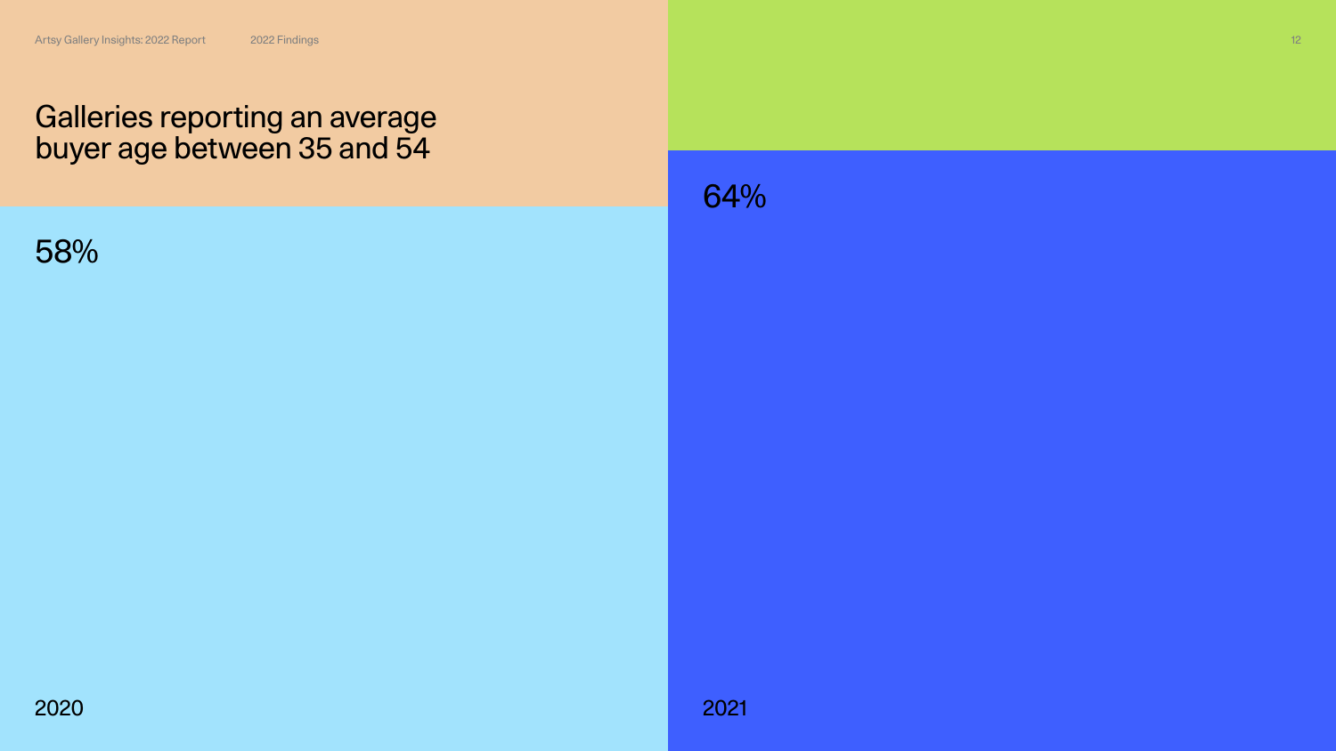# Galleries reporting an average buyer age between 35 and 54

| 2020 | 2021 |
|---|---|
| 58% | 64% |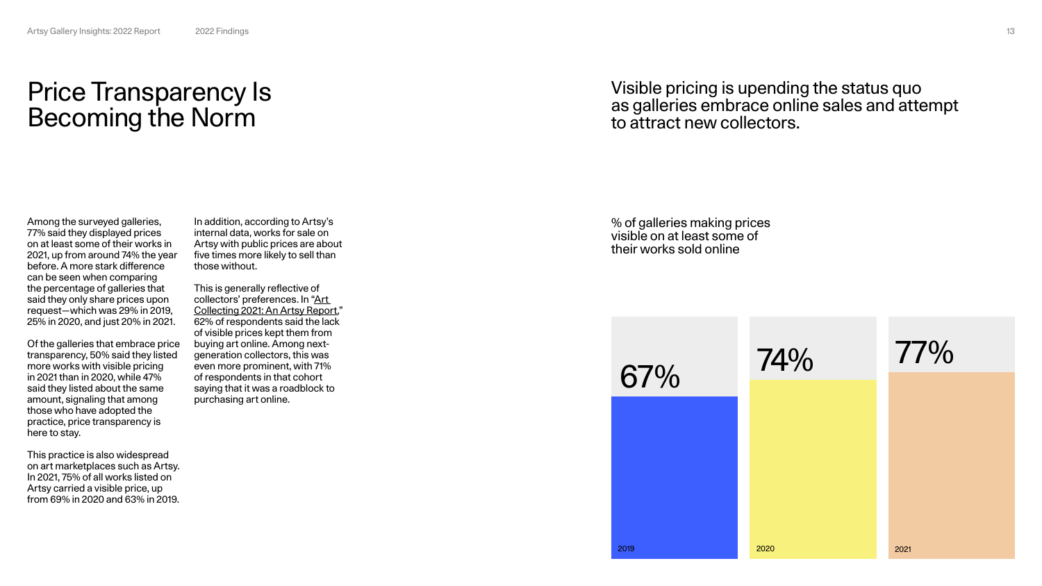# Price Transparency Is Becoming the Norm

Visible pricing is upending the status quo as galleries embrace online sales and attempt to attract new collectors.

Among the surveyed galleries, 77% said they displayed prices on at least some of their works in 2021, up from around 74% the year before. A more stark difference can be seen when comparing the percentage of galleries that said they only share prices upon request—which was 29% in 2019, 25% in 2020, and just 20% in 2021.

Of the galleries that embrace price transparency, 50% said they listed more works with visible pricing in 2021 than in 2020, while 47% said they listed about the same amount, signaling that among those who have adopted the practice, price transparency is here to stay.

This practice is also widespread on art marketplaces such as Artsy. In 2021, 75% of all works listed on Artsy carried a visible price, up from 69% in 2020 and 63% in 2019.

In addition, according to Artsy's internal data, works for sale on Artsy with public prices are about five times more likely to sell than those without.

This is generally reflective of collectors' preferences. In "Art Collecting 2021: An Artsy Report," 62% of respondents said the lack of visible prices kept them from buying art online. Among next-generation collectors, this was even more prominent, with 71% of respondents in that cohort saying that it was a roadblock to purchasing art online.

% of galleries making prices visible on at least some of their works sold online

| Year | % |
| --- | --- |
| 2019 | 67% |
| 2020 | 74% |
| 2021 | 77% |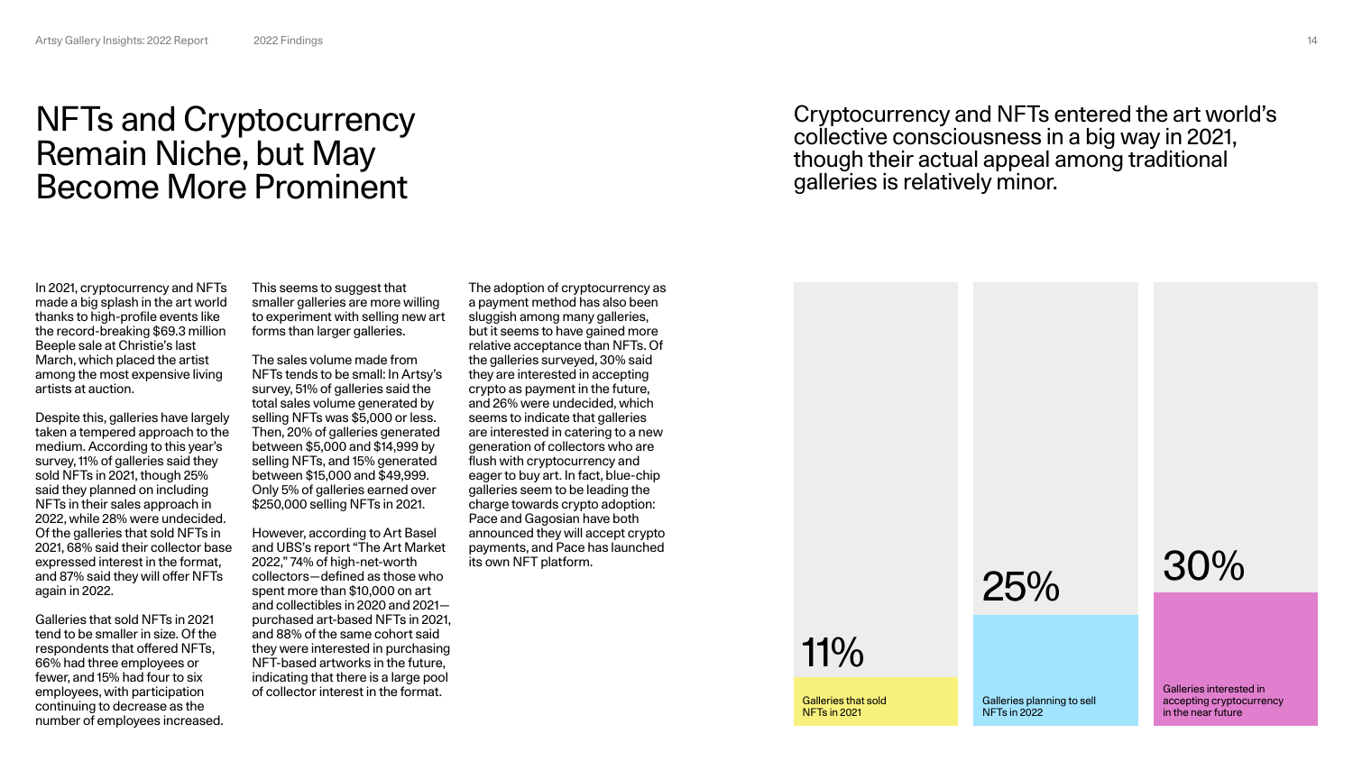# NFTs and Cryptocurrency Remain Niche, but May Become More Prominent

Cryptocurrency and NFTs entered the art world's collective consciousness in a big way in 2021, though their actual appeal among traditional galleries is relatively minor.

In 2021, cryptocurrency and NFTs made a big splash in the art world thanks to high-profile events like the record-breaking $69.3 million Beeple sale at Christie's last March, which placed the artist among the most expensive living artists at auction.

Despite this, galleries have largely taken a tempered approach to the medium. According to this year's survey, 11% of galleries said they sold NFTs in 2021, though 25% said they planned on including NFTs in their sales approach in 2022, while 28% were undecided. Of the galleries that sold NFTs in 2021, 68% said their collector base expressed interest in the format, and 87% said they will offer NFTs again in 2022.

Galleries that sold NFTs in 2021 tend to be smaller in size. Of the respondents that offered NFTs, 66% had three employees or fewer, and 15% had four to six employees, with participation continuing to decrease as the number of employees increased.

This seems to suggest that smaller galleries are more willing to experiment with selling new art forms than larger galleries.

The sales volume made from NFTs tends to be small: In Artsy's survey, 51% of galleries said the total sales volume generated by selling NFTs was $5,000 or less. Then, 20% of galleries generated between $5,000 and $14,999 by selling NFTs, and 15% generated between $15,000 and $49,999. Only 5% of galleries earned over $250,000 selling NFTs in 2021.

However, according to Art Basel and UBS's report "The Art Market 2022," 74% of high-net-worth collectors—defined as those who spent more than $10,000 on art and collectibles in 2020 and 2021—purchased art-based NFTs in 2021, and 88% of the same cohort said they were interested in purchasing NFT-based artworks in the future, indicating that there is a large pool of collector interest in the format.

The adoption of cryptocurrency as a payment method has also been sluggish among many galleries, but it seems to have gained more relative acceptance than NFTs. Of the galleries surveyed, 30% said they are interested in accepting crypto as payment in the future, and 26% were undecided, which seems to indicate that galleries are interested in catering to a new generation of collectors who are flush with cryptocurrency and eager to buy art. In fact, blue-chip galleries seem to be leading the charge towards crypto adoption: Pace and Gagosian have both announced they will accept crypto payments, and Pace has launched its own NFT platform.

| Galleries that sold NFTs in 2021 | Galleries planning to sell NFTs in 2022 | Galleries interested in accepting cryptocurrency in the near future |
|---|---|---|
| 11% | 25% | 30% |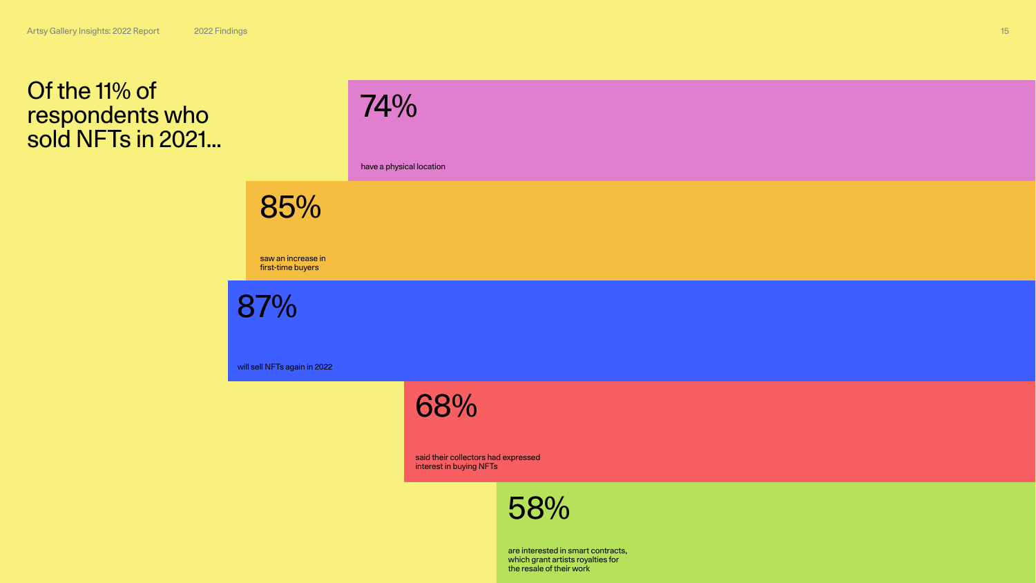# Of the 11% of respondents who sold NFTs in 2021...

**74%**

have a physical location

**85%**

saw an increase in first-time buyers

**87%**

will sell NFTs again in 2022

**68%**

said their collectors had expressed interest in buying NFTs

**58%**

are interested in smart contracts, which grant artists royalties for the resale of their work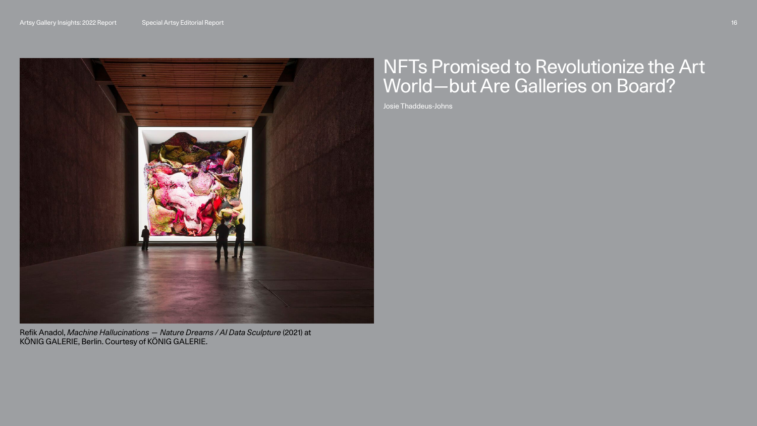# NFTs Promised to Revolutionize the Art World—but Are Galleries on Board?

Josie Thaddeus-Johns

Refik Anadol, *Machine Hallucinations — Nature Dreams / AI Data Sculpture* (2021) at KÖNIG GALERIE, Berlin. Courtesy of KÖNIG GALERIE.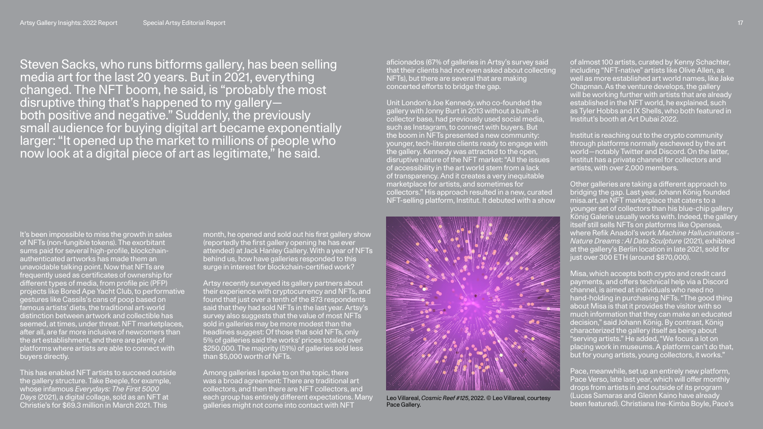Steven Sacks, who runs bitforms gallery, has been selling media art for the last 20 years. But in 2021, everything changed. The NFT boom, he said, is "probably the most disruptive thing that's happened to my gallery—both positive and negative." Suddenly, the previously small audience for buying digital art became exponentially larger: "It opened up the market to millions of people who now look at a digital piece of art as legitimate," he said.

It's been impossible to miss the growth in sales of NFTs (non-fungible tokens). The exorbitant sums paid for several high-profile, blockchain-authenticated artworks has made them an unavoidable talking point. Now that NFTs are frequently used as certificates of ownership for different types of media, from profile pic (PFP) projects like Bored Ape Yacht Club, to performative gestures like Cassils's cans of poop based on famous artists' diets, the traditional art-world distinction between artwork and collectible has seemed, at times, under threat. NFT marketplaces, after all, are far more inclusive of newcomers than the art establishment, and there are plenty of platforms where artists are able to connect with buyers directly.

This has enabled NFT artists to succeed outside the gallery structure. Take Beeple, for example, whose infamous *Everydays: The First 5000 Days* (2021), a digital collage, sold as an NFT at Christie's for $69.3 million in March 2021. This month, he opened and sold out his first gallery show (reportedly the first gallery opening he has ever attended) at Jack Hanley Gallery. With a year of NFTs behind us, how have galleries responded to this surge in interest for blockchain-certified work?

Artsy recently surveyed its gallery partners about their experience with cryptocurrency and NFTs, and found that just over a tenth of the 873 respondents said that they had sold NFTs in the last year. Artsy's survey also suggests that the value of most NFTs sold in galleries may be more modest than the headlines suggest: Of those that sold NFTs, only 5% of galleries said the works' prices totaled over $250,000. The majority (51%) of galleries sold less than $5,000 worth of NFTs.

Among galleries I spoke to on the topic, there was a broad agreement: There are traditional art collectors, and then there are NFT collectors, and each group has entirely different expectations. Many galleries might not come into contact with NFT aficionados (67% of galleries in Artsy's survey said that their clients had not even asked about collecting NFTs), but there are several that are making concerted efforts to bridge the gap.

Unit London's Joe Kennedy, who co-founded the gallery with Jonny Burt in 2013 without a built-in collector base, had previously used social media, such as Instagram, to connect with buyers. But the boom in NFTs presented a new community: younger, tech-literate clients ready to engage with the gallery. Kennedy was attracted to the open, disruptive nature of the NFT market: "All the issues of accessibility in the art world stem from a lack of transparency. And it creates a very inequitable marketplace for artists, and sometimes for collectors." His approach resulted in a new, curated NFT-selling platform, Institut. It debuted with a show of almost 100 artists, curated by Kenny Schachter, including "NFT-native" artists like Olive Allen, as well as more established art world names, like Jake Chapman. As the venture develops, the gallery will be working further with artists that are already established in the NFT world, he explained, such as Tyler Hobbs and IX Shells, who both featured in Institut's booth at Art Dubai 2022.

Leo Villareal, *Cosmic Reef #125*, 2022. © Leo Villareal, courtesy Pace Gallery.

Institut is reaching out to the crypto community through platforms normally eschewed by the art world—notably Twitter and Discord. On the latter, Institut has a private channel for collectors and artists, with over 2,000 members.

Other galleries are taking a different approach to bridging the gap. Last year, Johann König founded misa.art, an NFT marketplace that caters to a younger set of collectors than his blue-chip gallery König Galerie usually works with. Indeed, the gallery itself still sells NFTs on platforms like Opensea, where Refik Anadol's work *Machine Hallucinations – Nature Dreams : AI Data Sculpture* (2021), exhibited at the gallery's Berlin location in late 2021, sold for just over 300 ETH (around $870,000).

Misa, which accepts both crypto and credit card payments, and offers technical help via a Discord channel, is aimed at individuals who need no hand-holding in purchasing NFTs. "The good thing about Misa is that it provides the visitor with so much information that they can make an educated decision," said Johann König. By contrast, König characterized the gallery itself as being about "serving artists." He added, "We focus a lot on placing work in museums. A platform can't do that, but for young artists, young collectors, it works."

Pace, meanwhile, set up an entirely new platform, Pace Verso, late last year, which will offer monthly drops from artists in and outside of its program (Lucas Samaras and Glenn Kaino have already been featured). Christiana Ine-Kimba Boyle, Pace's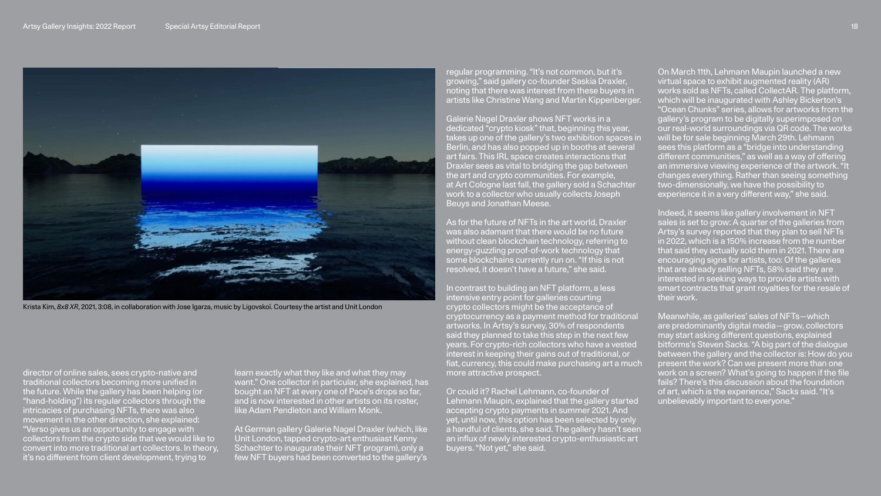Krista Kim, *8x8 XR*, 2021, 3:08, in collaboration with Jose Igarza, music by Ligovskoï. Courtesy the artist and Unit London

director of online sales, sees crypto-native and traditional collectors becoming more unified in the future. While the gallery has been helping (or "hand-holding") its regular collectors through the intricacies of purchasing NFTs, there was also movement in the other direction, she explained: "Verso gives us an opportunity to engage with collectors from the crypto side that we would like to convert into more traditional art collectors. In theory, it's no different from client development, trying to learn exactly what they like and what they may want." One collector in particular, she explained, has bought an NFT at every one of Pace's drops so far, and is now interested in other artists on its roster, like Adam Pendleton and William Monk.

At German gallery Galerie Nagel Draxler (which, like Unit London, tapped crypto-art enthusiast Kenny Schachter to inaugurate their NFT program), only a few NFT buyers had been converted to the gallery's regular programming. "It's not common, but it's growing," said gallery co-founder Saskia Draxler, noting that there was interest from these buyers in artists like Christine Wang and Martin Kippenberger.

Galerie Nagel Draxler shows NFT works in a dedicated "crypto kiosk" that, beginning this year, takes up one of the gallery's two exhibition spaces in Berlin, and has also popped up in booths at several art fairs. This IRL space creates interactions that Draxler sees as vital to bridging the gap between the art and crypto communities. For example, at Art Cologne last fall, the gallery sold a Schachter work to a collector who usually collects Joseph Beuys and Jonathan Meese.

As for the future of NFTs in the art world, Draxler was also adamant that there would be no future without clean blockchain technology, referring to energy-guzzling proof-of-work technology that some blockchains currently run on. "If this is not resolved, it doesn't have a future," she said.

In contrast to building an NFT platform, a less intensive entry point for galleries courting crypto collectors might be the acceptance of cryptocurrency as a payment method for traditional artworks. In Artsy's survey, 30% of respondents said they planned to take this step in the next few years. For crypto-rich collectors who have a vested interest in keeping their gains out of traditional, or fiat, currency, this could make purchasing art a much more attractive prospect.

Or could it? Rachel Lehmann, co-founder of Lehmann Maupin, explained that the gallery started accepting crypto payments in summer 2021. And yet, until now, this option has been selected by only a handful of clients, she said. The gallery hasn't seen an influx of newly interested crypto-enthusiastic art buyers. "Not yet," she said.

On March 11th, Lehmann Maupin launched a new virtual space to exhibit augmented reality (AR) works sold as NFTs, called CollectAR. The platform, which will be inaugurated with Ashley Bickerton's "Ocean Chunks" series, allows for artworks from the gallery's program to be digitally superimposed on our real-world surroundings via QR code. The works will be for sale beginning March 29th. Lehmann sees this platform as a "bridge into understanding different communities," as well as a way of offering an immersive viewing experience of the artwork. "It changes everything. Rather than seeing something two-dimensionally, we have the possibility to experience it in a very different way," she said.

Indeed, it seems like gallery involvement in NFT sales is set to grow: A quarter of the galleries from Artsy's survey reported that they plan to sell NFTs in 2022, which is a 150% increase from the number that said they actually sold them in 2021. There are encouraging signs for artists, too: Of the galleries that are already selling NFTs, 58% said they are interested in seeking ways to provide artists with smart contracts that grant royalties for the resale of their work.

Meanwhile, as galleries' sales of NFTs—which are predominantly digital media—grow, collectors may start asking different questions, explained bitforms's Steven Sacks. "A big part of the dialogue between the gallery and the collector is: How do you present the work? Can we present more than one work on a screen? What's going to happen if the file fails? There's this discussion about the foundation of art, which is the experience," Sacks said. "It's unbelievably important to everyone."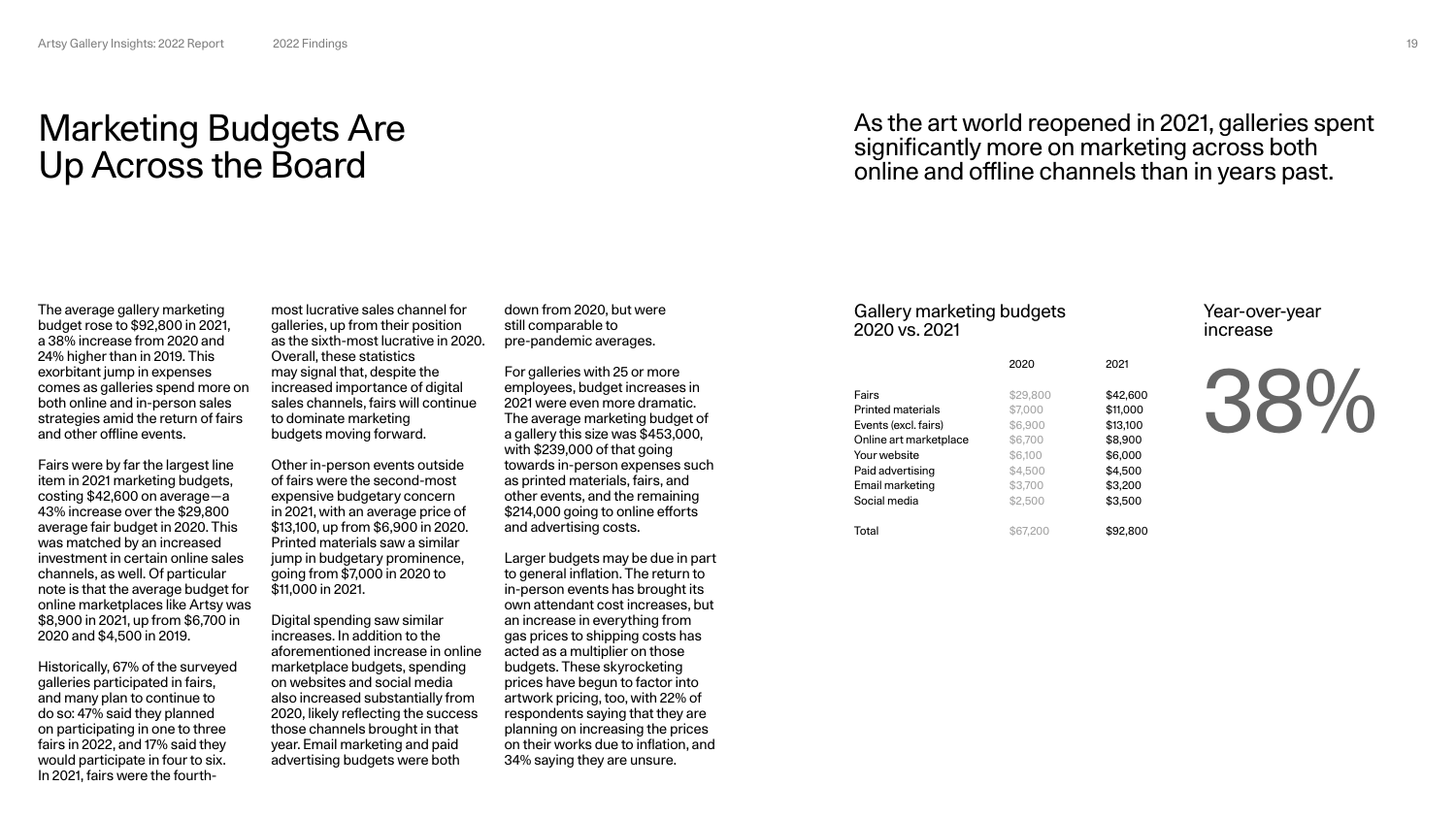# Marketing Budgets Are Up Across the Board

As the art world reopened in 2021, galleries spent significantly more on marketing across both online and offline channels than in years past.

The average gallery marketing budget rose to $92,800 in 2021, a 38% increase from 2020 and 24% higher than in 2019. This exorbitant jump in expenses comes as galleries spend more on both online and in-person sales strategies amid the return of fairs and other offline events.

Fairs were by far the largest line item in 2021 marketing budgets, costing $42,600 on average—a 43% increase over the $29,800 average fair budget in 2020. This was matched by an increased investment in certain online sales channels, as well. Of particular note is that the average budget for online marketplaces like Artsy was $8,900 in 2021, up from $6,700 in 2020 and $4,500 in 2019.

Historically, 67% of the surveyed galleries participated in fairs, and many plan to continue to do so: 47% said they planned on participating in one to three fairs in 2022, and 17% said they would participate in four to six. In 2021, fairs were the fourth-most lucrative sales channel for galleries, up from their position as the sixth-most lucrative in 2020. Overall, these statistics may signal that, despite the increased importance of digital sales channels, fairs will continue to dominate marketing budgets moving forward.

Other in-person events outside of fairs were the second-most expensive budgetary concern in 2021, with an average price of $13,100, up from $6,900 in 2020. Printed materials saw a similar jump in budgetary prominence, going from $7,000 in 2020 to $11,000 in 2021.

Digital spending saw similar increases. In addition to the aforementioned increase in online marketplace budgets, spending on websites and social media also increased substantially from 2020, likely reflecting the success those channels brought in that year. Email marketing and paid advertising budgets were both down from 2020, but were still comparable to pre-pandemic averages.

For galleries with 25 or more employees, budget increases in 2021 were even more dramatic. The average marketing budget of a gallery this size was $453,000, with $239,000 of that going towards in-person expenses such as printed materials, fairs, and other events, and the remaining $214,000 going to online efforts and advertising costs.

Larger budgets may be due in part to general inflation. The return to in-person events has brought its own attendant cost increases, but an increase in everything from gas prices to shipping costs has acted as a multiplier on those budgets. These skyrocketing prices have begun to factor into artwork pricing, too, with 22% of respondents saying that they are planning on increasing the prices on their works due to inflation, and 34% saying they are unsure.

## Gallery marketing budgets 2020 vs. 2021

| | 2020 | 2021 |
|---|---|---|
| Fairs | $29,800 | $42,600 |
| Printed materials | $7,000 | $11,000 |
| Events (excl. fairs) | $6,900 | $13,100 |
| Online art marketplace | $6,700 | $8,900 |
| Your website | $6,100 | $6,000 |
| Paid advertising | $4,500 | $4,500 |
| Email marketing | $3,700 | $3,200 |
| Social media | $2,500 | $3,500 |
| Total | $67,200 | $92,800 |

## Year-over-year increase

38%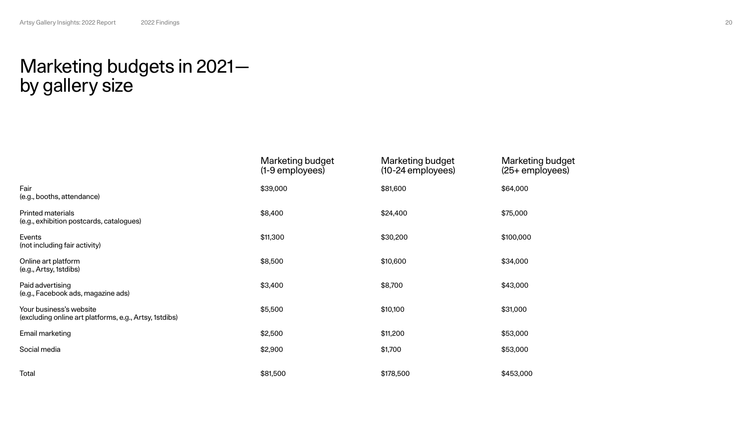# Marketing budgets in 2021—by gallery size

| | Marketing budget (1-9 employees) | Marketing budget (10-24 employees) | Marketing budget (25+ employees) |
|---|---|---|---|
| Fair (e.g., booths, attendance) | $39,000 | $81,600 | $64,000 |
| Printed materials (e.g., exhibition postcards, catalogues) | $8,400 | $24,400 | $75,000 |
| Events (not including fair activity) | $11,300 | $30,200 | $100,000 |
| Online art platform (e.g., Artsy, 1stdibs) | $8,500 | $10,600 | $34,000 |
| Paid advertising (e.g., Facebook ads, magazine ads) | $3,400 | $8,700 | $43,000 |
| Your business's website (excluding online art platforms, e.g., Artsy, 1stdibs) | $5,500 | $10,100 | $31,000 |
| Email marketing | $2,500 | $11,200 | $53,000 |
| Social media | $2,900 | $1,700 | $53,000 |
| Total | $81,500 | $178,500 | $453,000 |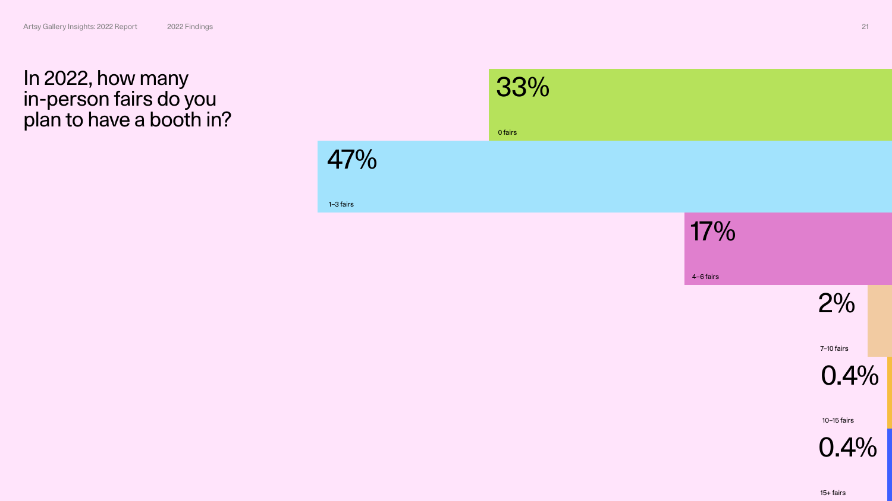# In 2022, how many in-person fairs do you plan to have a booth in?

| Response | Percentage |
| --- | --- |
| 0 fairs | 33% |
| 1–3 fairs | 47% |
| 4–6 fairs | 17% |
| 7–10 fairs | 2% |
| 10–15 fairs | 0.4% |
| 15+ fairs | 0.4% |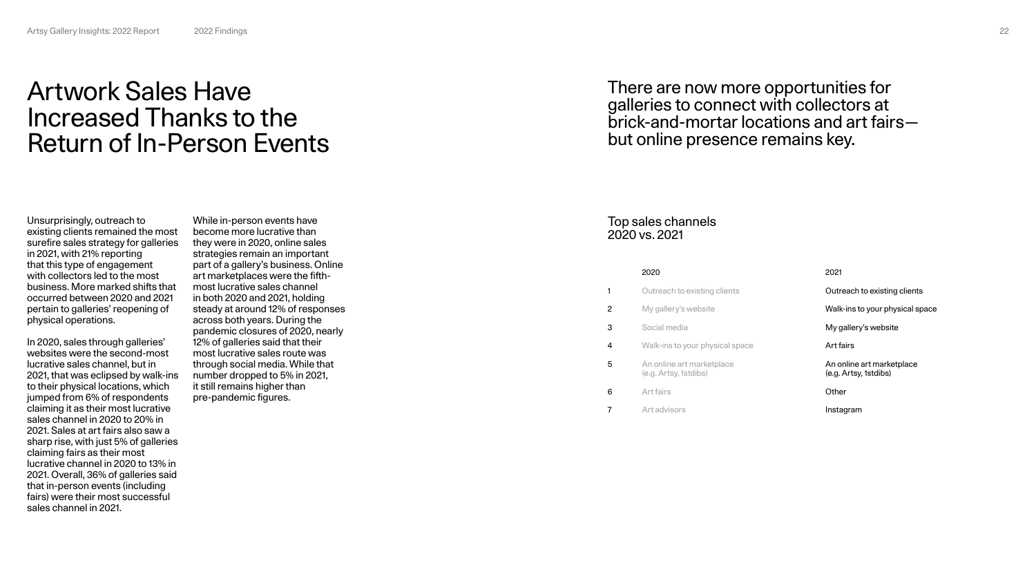# Artwork Sales Have Increased Thanks to the Return of In-Person Events

## There are now more opportunities for galleries to connect with collectors at brick-and-mortar locations and art fairs—but online presence remains key.

Unsurprisingly, outreach to existing clients remained the most surefire sales strategy for galleries in 2021, with 21% reporting that this type of engagement with collectors led to the most business. More marked shifts that occurred between 2020 and 2021 pertain to galleries' reopening of physical operations.

In 2020, sales through galleries' websites were the second-most lucrative sales channel, but in 2021, that was eclipsed by walk-ins to their physical locations, which jumped from 6% of respondents claiming it as their most lucrative sales channel in 2020 to 20% in 2021. Sales at art fairs also saw a sharp rise, with just 5% of galleries claiming fairs as their most lucrative channel in 2020 to 13% in 2021. Overall, 36% of galleries said that in-person events (including fairs) were their most successful sales channel in 2021.

While in-person events have become more lucrative than they were in 2020, online sales strategies remain an important part of a gallery's business. Online art marketplaces were the fifth-most lucrative sales channel in both 2020 and 2021, holding steady at around 12% of responses across both years. During the pandemic closures of 2020, nearly 12% of galleries said that their most lucrative sales route was through social media. While that number dropped to 5% in 2021, it still remains higher than pre-pandemic figures.

### Top sales channels 2020 vs. 2021

| | 2020 | 2021 |
|---|---|---|
| 1 | Outreach to existing clients | Outreach to existing clients |
| 2 | My gallery's website | Walk-ins to your physical space |
| 3 | Social media | My gallery's website |
| 4 | Walk-ins to your physical space | Art fairs |
| 5 | An online art marketplace (e.g. Artsy, 1stdibs) | An online art marketplace (e.g. Artsy, 1stdibs) |
| 6 | Art fairs | Other |
| 7 | Art advisors | Instagram |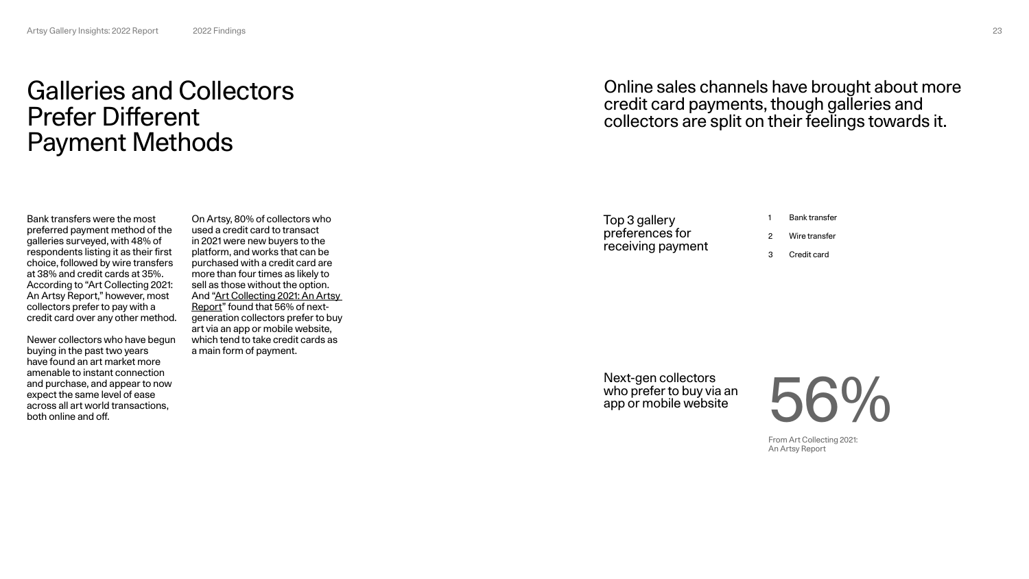# Galleries and Collectors Prefer Different Payment Methods

Bank transfers were the most preferred payment method of the galleries surveyed, with 48% of respondents listing it as their first choice, followed by wire transfers at 38% and credit cards at 35%. According to "Art Collecting 2021: An Artsy Report," however, most collectors prefer to pay with a credit card over any other method.

Newer collectors who have begun buying in the past two years have found an art market more amenable to instant connection and purchase, and appear to now expect the same level of ease across all art world transactions, both online and off.

On Artsy, 80% of collectors who used a credit card to transact in 2021 were new buyers to the platform, and works that can be purchased with a credit card are more than four times as likely to sell as those without the option. And "Art Collecting 2021: An Artsy Report" found that 56% of next-generation collectors prefer to buy art via an app or mobile website, which tend to take credit cards as a main form of payment.

## Online sales channels have brought about more credit card payments, though galleries and collectors are split on their feelings towards it.

Top 3 gallery preferences for receiving payment

1. Bank transfer
2. Wire transfer
3. Credit card

Next-gen collectors who prefer to buy via an app or mobile website

56%

From Art Collecting 2021: An Artsy Report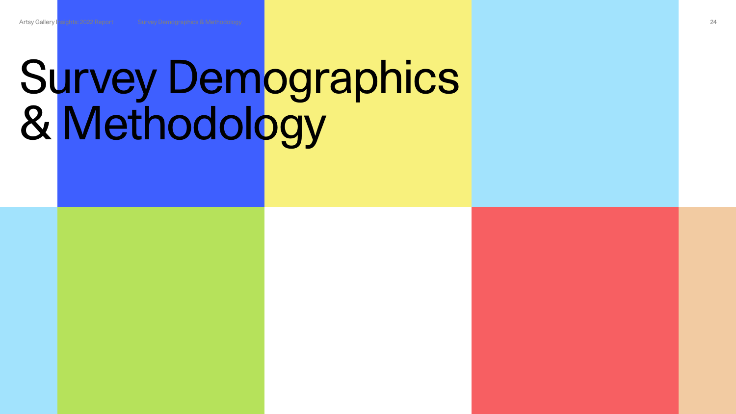# Survey Demographics & Methodology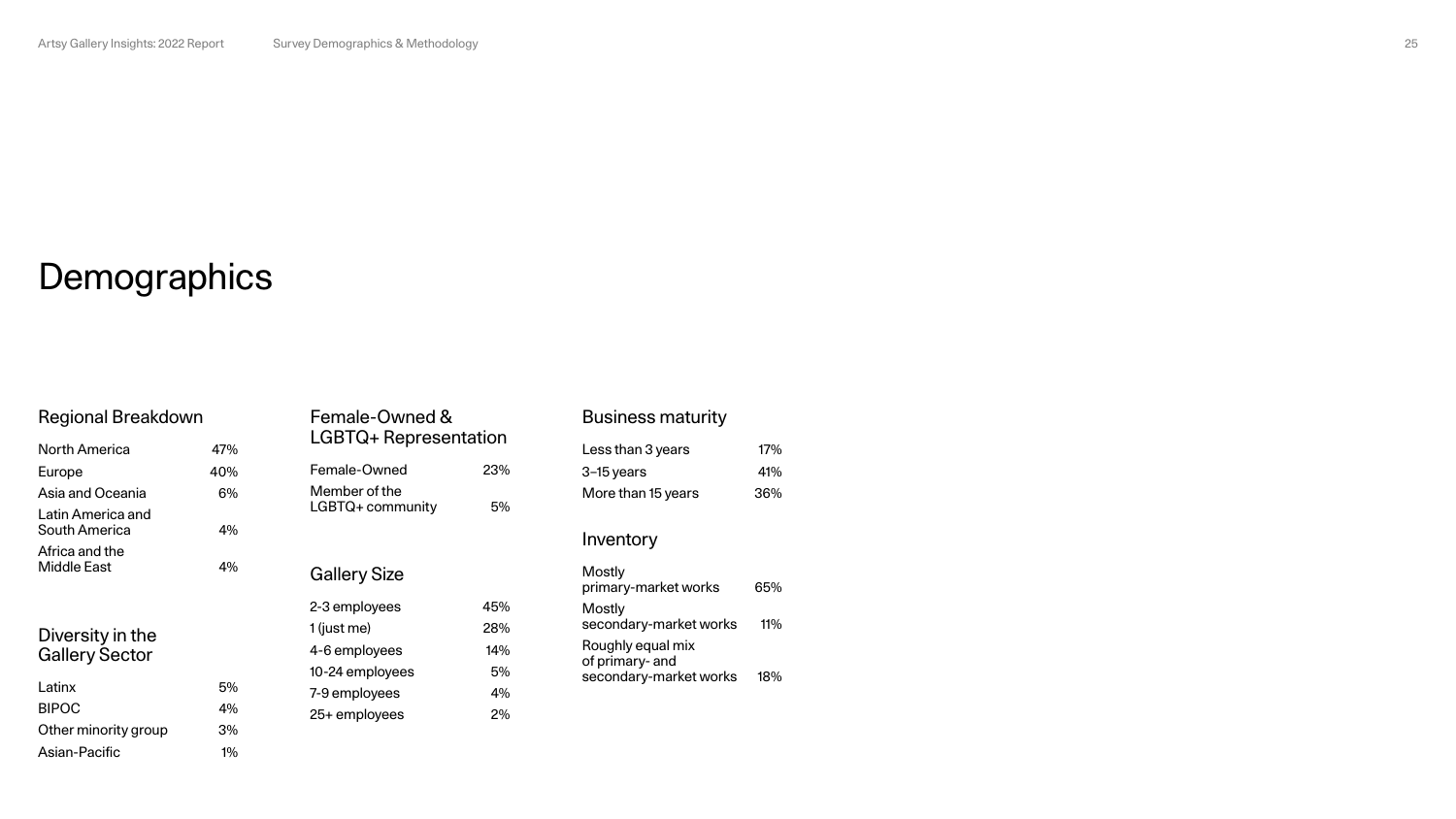# Demographics

## Regional Breakdown

| Region | % |
| --- | --- |
| North America | 47% |
| Europe | 40% |
| Asia and Oceania | 6% |
| Latin America and South America | 4% |
| Africa and the Middle East | 4% |

## Diversity in the Gallery Sector

| Group | % |
| --- | --- |
| Latinx | 5% |
| BIPOC | 4% |
| Other minority group | 3% |
| Asian-Pacific | 1% |

## Female-Owned & LGBTQ+ Representation

| Category | % |
| --- | --- |
| Female-Owned | 23% |
| Member of the LGBTQ+ community | 5% |

## Gallery Size

| Size | % |
| --- | --- |
| 2-3 employees | 45% |
| 1 (just me) | 28% |
| 4-6 employees | 14% |
| 10-24 employees | 5% |
| 7-9 employees | 4% |
| 25+ employees | 2% |

## Business maturity

| Maturity | % |
| --- | --- |
| Less than 3 years | 17% |
| 3–15 years | 41% |
| More than 15 years | 36% |

## Inventory

| Inventory | % |
| --- | --- |
| Mostly primary-market works | 65% |
| Mostly secondary-market works | 11% |
| Roughly equal mix of primary- and secondary-market works | 18% |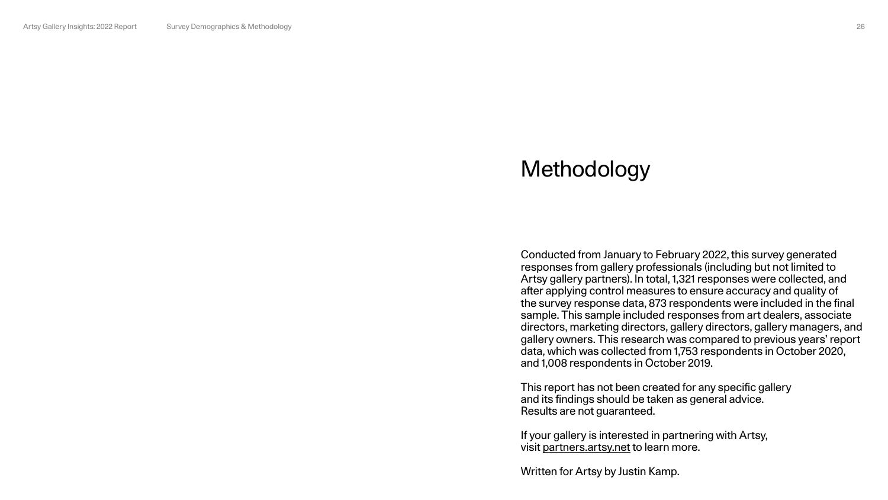# Methodology

Conducted from January to February 2022, this survey generated responses from gallery professionals (including but not limited to Artsy gallery partners). In total, 1,321 responses were collected, and after applying control measures to ensure accuracy and quality of the survey response data, 873 respondents were included in the final sample. This sample included responses from art dealers, associate directors, marketing directors, gallery directors, gallery managers, and gallery owners. This research was compared to previous years' report data, which was collected from 1,753 respondents in October 2020, and 1,008 respondents in October 2019.

This report has not been created for any specific gallery and its findings should be taken as general advice. Results are not guaranteed.

If your gallery is interested in partnering with Artsy, visit partners.artsy.net to learn more.

Written for Artsy by Justin Kamp.